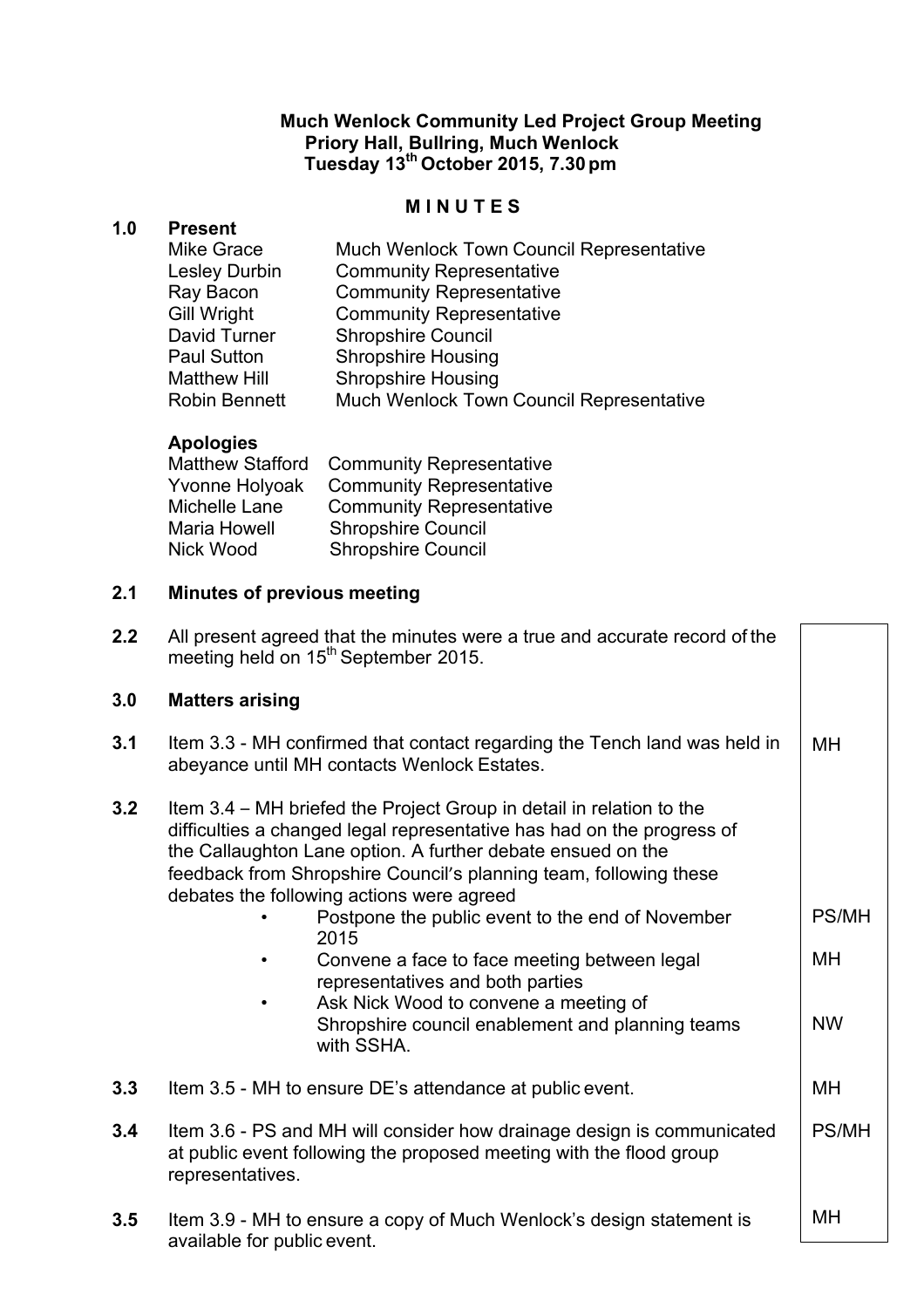**Much Wenlock Community Led Project Group Meeting**
**Priory Hall, Bullring, Much Wenlock**
**Tuesday 13th October 2015, 7.30 pm**

# M I N U T E S

## 1.0 Present

| | |
|---|---|
| Mike Grace | Much Wenlock Town Council Representative |
| Lesley Durbin | Community Representative |
| Ray Bacon | Community Representative |
| Gill Wright | Community Representative |
| David Turner | Shropshire Council |
| Paul Sutton | Shropshire Housing |
| Matthew Hill | Shropshire Housing |
| Robin Bennett | Much Wenlock Town Council Representative |

**Apologies**

| | |
|---|---|
| Matthew Stafford | Community Representative |
| Yvonne Holyoak | Community Representative |
| Michelle Lane | Community Representative |
| Maria Howell | Shropshire Council |
| Nick Wood | Shropshire Council |

## 2.1 Minutes of previous meeting

| | | |
|---|---|---|
| **2.2** | All present agreed that the minutes were a true and accurate record of the meeting held on 15th September 2015. | |
| **3.0** | **Matters arising** | |
| **3.1** | Item 3.3 - MH confirmed that contact regarding the Tench land was held in abeyance until MH contacts Wenlock Estates. | MH |
| **3.2** | Item 3.4 – MH briefed the Project Group in detail in relation to the difficulties a changed legal representative has had on the progress of the Callaughton Lane option. A further debate ensued on the feedback from Shropshire Council's planning team, following these debates the following actions were agreed | |
| | • Postpone the public event to the end of November 2015 | PS/MH |
| | • Convene a face to face meeting between legal representatives and both parties | MH |
| | • Ask Nick Wood to convene a meeting of Shropshire council enablement and planning teams with SSHA. | NW |
| **3.3** | Item 3.5 - MH to ensure DE's attendance at public event. | MH |
| **3.4** | Item 3.6 - PS and MH will consider how drainage design is communicated at public event following the proposed meeting with the flood group representatives. | PS/MH |
| **3.5** | Item 3.9 - MH to ensure a copy of Much Wenlock's design statement is available for public event. | MH |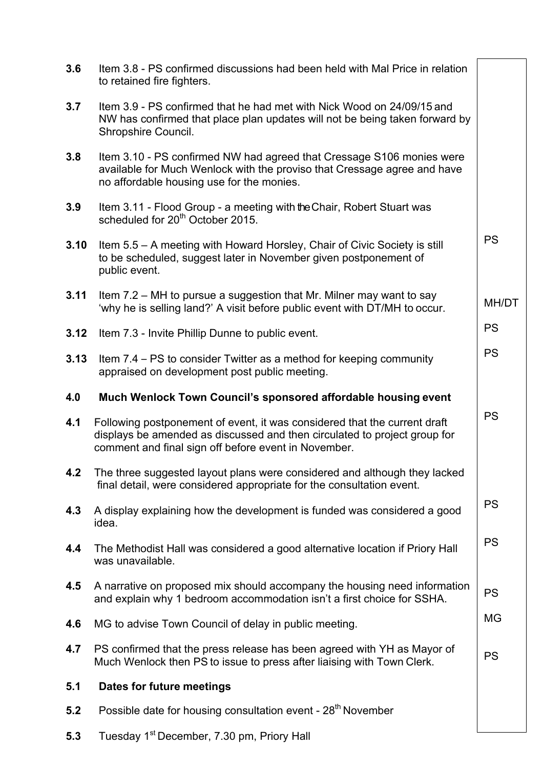| | | |
|---|---|---|
| **3.6** | Item 3.8 - PS confirmed discussions had been held with Mal Price in relation to retained fire fighters. | |
| **3.7** | Item 3.9 - PS confirmed that he had met with Nick Wood on 24/09/15 and NW has confirmed that place plan updates will not be being taken forward by Shropshire Council. | |
| **3.8** | Item 3.10 - PS confirmed NW had agreed that Cressage S106 monies were available for Much Wenlock with the proviso that Cressage agree and have no affordable housing use for the monies. | |
| **3.9** | Item 3.11 - Flood Group - a meeting with the Chair, Robert Stuart was scheduled for 20th October 2015. | |
| **3.10** | Item 5.5 – A meeting with Howard Horsley, Chair of Civic Society is still to be scheduled, suggest later in November given postponement of public event. | PS |
| **3.11** | Item 7.2 – MH to pursue a suggestion that Mr. Milner may want to say 'why he is selling land?' A visit before public event with DT/MH to occur. | MH/DT |
| **3.12** | Item 7.3 - Invite Phillip Dunne to public event. | PS |
| **3.13** | Item 7.4 – PS to consider Twitter as a method for keeping community appraised on development post public meeting. | PS |
| **4.0** | **Much Wenlock Town Council's sponsored affordable housing event** | |
| **4.1** | Following postponement of event, it was considered that the current draft displays be amended as discussed and then circulated to project group for comment and final sign off before event in November. | PS |
| **4.2** | The three suggested layout plans were considered and although they lacked final detail, were considered appropriate for the consultation event. | |
| **4.3** | A display explaining how the development is funded was considered a good idea. | PS |
| **4.4** | The Methodist Hall was considered a good alternative location if Priory Hall was unavailable. | PS |
| **4.5** | A narrative on proposed mix should accompany the housing need information and explain why 1 bedroom accommodation isn't a first choice for SSHA. | PS |
| **4.6** | MG to advise Town Council of delay in public meeting. | MG |
| **4.7** | PS confirmed that the press release has been agreed with YH as Mayor of Much Wenlock then PS to issue to press after liaising with Town Clerk. | PS |
| **5.1** | **Dates for future meetings** | |
| **5.2** | Possible date for housing consultation event - 28th November | |
| **5.3** | Tuesday 1st December, 7.30 pm, Priory Hall | |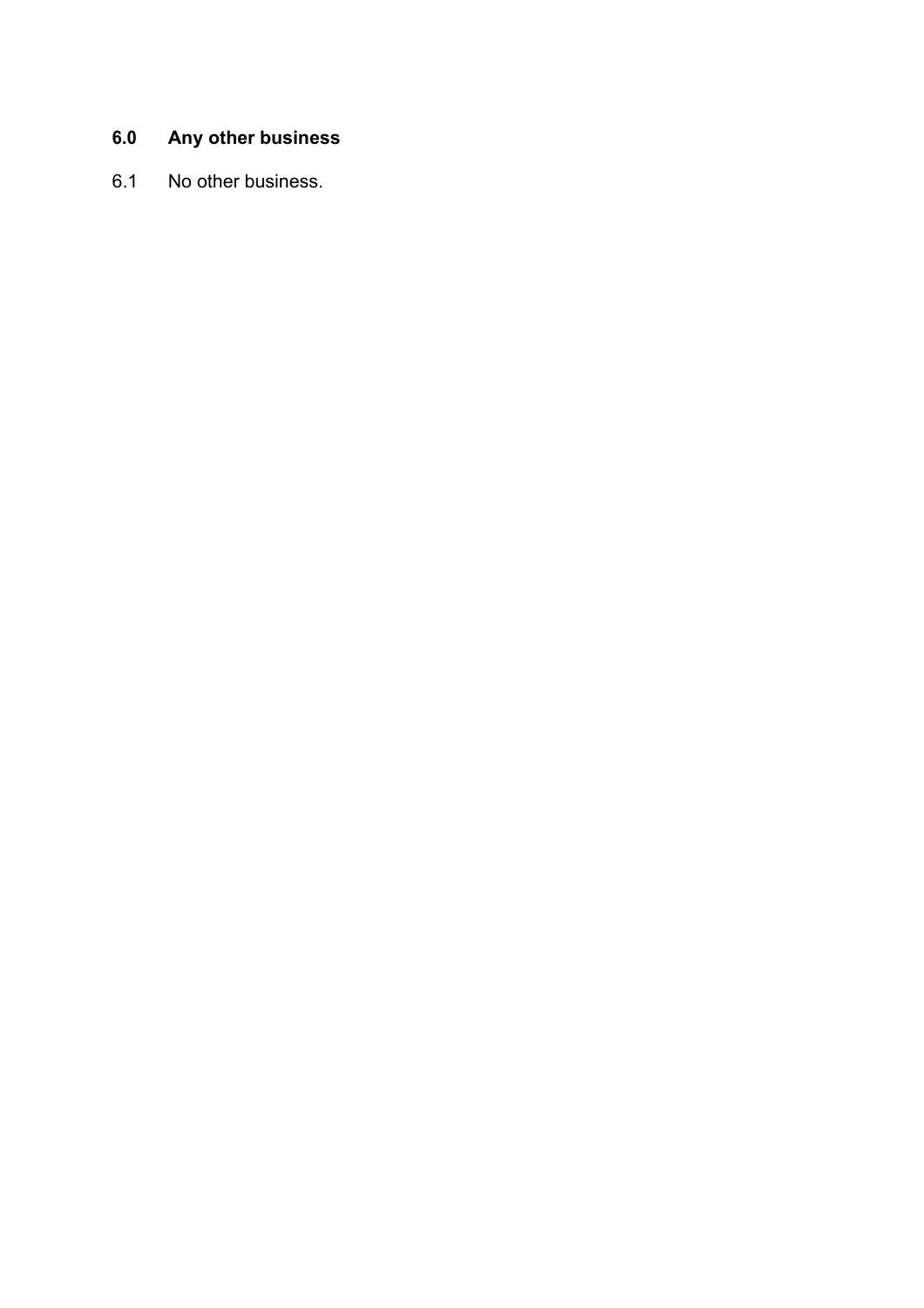## 6.0 Any other business

6.1 No other business.